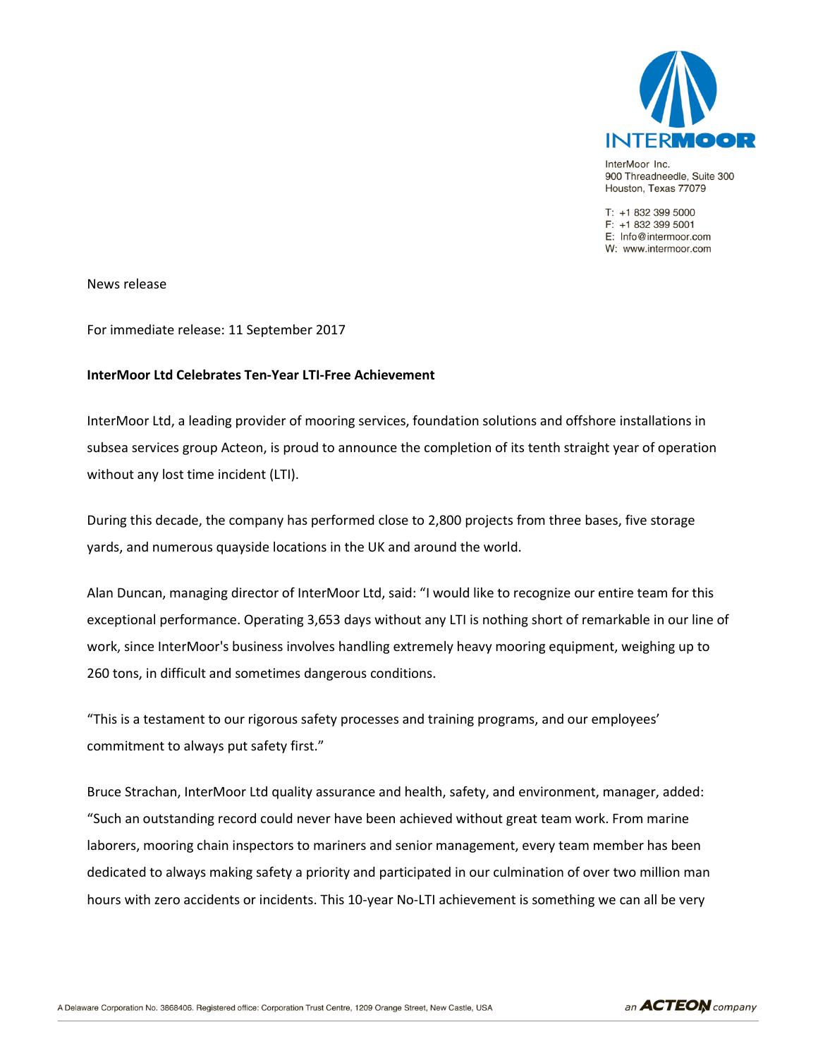InterMoor Inc.
900 Threadneedle, Suite 300
Houston, Texas 77079

T: +1 832 399 5000
F: +1 832 399 5001
E: Info@intermoor.com
W: www.intermoor.com

News release

For immediate release: 11 September 2017

**InterMoor Ltd Celebrates Ten-Year LTI-Free Achievement**

InterMoor Ltd, a leading provider of mooring services, foundation solutions and offshore installations in subsea services group Acteon, is proud to announce the completion of its tenth straight year of operation without any lost time incident (LTI).

During this decade, the company has performed close to 2,800 projects from three bases, five storage yards, and numerous quayside locations in the UK and around the world.

Alan Duncan, managing director of InterMoor Ltd, said: "I would like to recognize our entire team for this exceptional performance. Operating 3,653 days without any LTI is nothing short of remarkable in our line of work, since InterMoor's business involves handling extremely heavy mooring equipment, weighing up to 260 tons, in difficult and sometimes dangerous conditions.

"This is a testament to our rigorous safety processes and training programs, and our employees' commitment to always put safety first."

Bruce Strachan, InterMoor Ltd quality assurance and health, safety, and environment, manager, added: "Such an outstanding record could never have been achieved without great team work. From marine laborers, mooring chain inspectors to mariners and senior management, every team member has been dedicated to always making safety a priority and participated in our culmination of over two million man hours with zero accidents or incidents. This 10-year No-LTI achievement is something we can all be very

A Delaware Corporation No. 3868406. Registered office: Corporation Trust Centre, 1209 Orange Street, New Castle, USA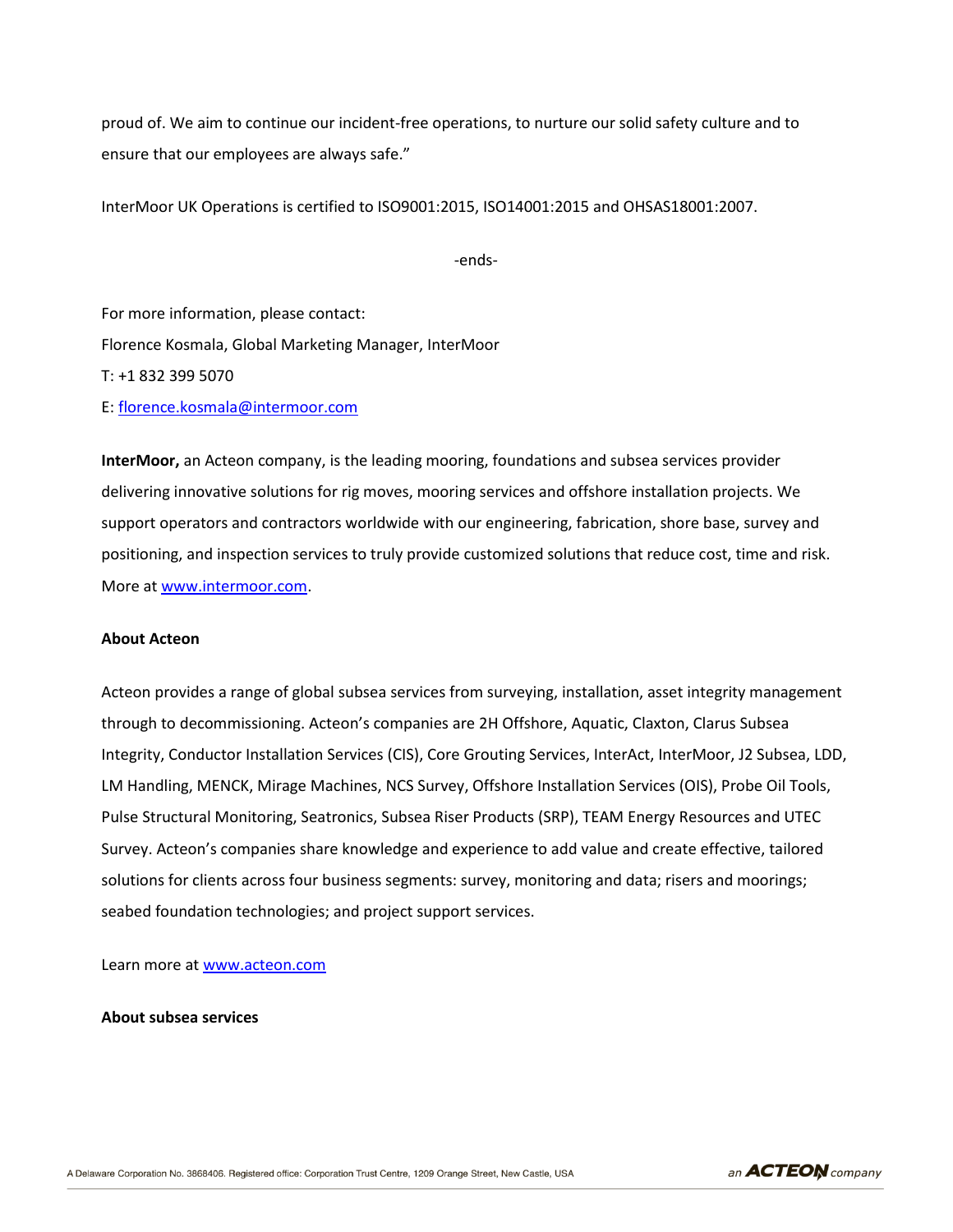proud of. We aim to continue our incident-free operations, to nurture our solid safety culture and to ensure that our employees are always safe."

InterMoor UK Operations is certified to ISO9001:2015, ISO14001:2015 and OHSAS18001:2007.

-ends-

For more information, please contact:
Florence Kosmala, Global Marketing Manager, InterMoor
T: +1 832 399 5070
E: [florence.kosmala@intermoor.com](mailto:florence.kosmala@intermoor.com)

**InterMoor,** an Acteon company, is the leading mooring, foundations and subsea services provider delivering innovative solutions for rig moves, mooring services and offshore installation projects. We support operators and contractors worldwide with our engineering, fabrication, shore base, survey and positioning, and inspection services to truly provide customized solutions that reduce cost, time and risk. More at [www.intermoor.com](http://www.intermoor.com).

**About Acteon**

Acteon provides a range of global subsea services from surveying, installation, asset integrity management through to decommissioning. Acteon's companies are 2H Offshore, Aquatic, Claxton, Clarus Subsea Integrity, Conductor Installation Services (CIS), Core Grouting Services, InterAct, InterMoor, J2 Subsea, LDD, LM Handling, MENCK, Mirage Machines, NCS Survey, Offshore Installation Services (OIS), Probe Oil Tools, Pulse Structural Monitoring, Seatronics, Subsea Riser Products (SRP), TEAM Energy Resources and UTEC Survey. Acteon's companies share knowledge and experience to add value and create effective, tailored solutions for clients across four business segments: survey, monitoring and data; risers and moorings; seabed foundation technologies; and project support services.

Learn more at [www.acteon.com](http://www.acteon.com)

**About subsea services**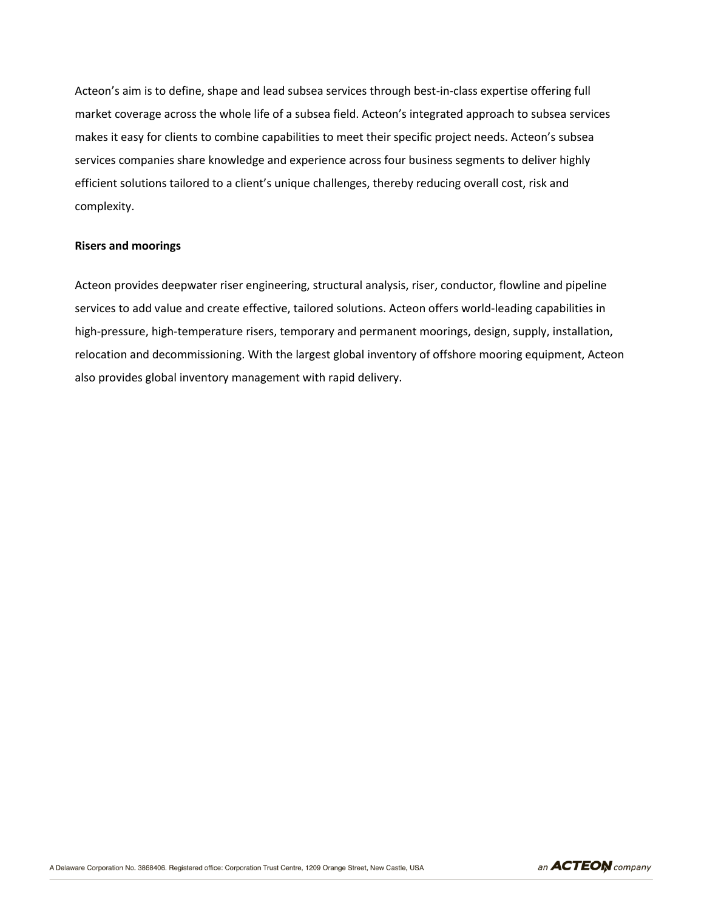Acteon's aim is to define, shape and lead subsea services through best-in-class expertise offering full market coverage across the whole life of a subsea field. Acteon's integrated approach to subsea services makes it easy for clients to combine capabilities to meet their specific project needs. Acteon's subsea services companies share knowledge and experience across four business segments to deliver highly efficient solutions tailored to a client's unique challenges, thereby reducing overall cost, risk and complexity.

**Risers and moorings**

Acteon provides deepwater riser engineering, structural analysis, riser, conductor, flowline and pipeline services to add value and create effective, tailored solutions. Acteon offers world-leading capabilities in high-pressure, high-temperature risers, temporary and permanent moorings, design, supply, installation, relocation and decommissioning. With the largest global inventory of offshore mooring equipment, Acteon also provides global inventory management with rapid delivery.